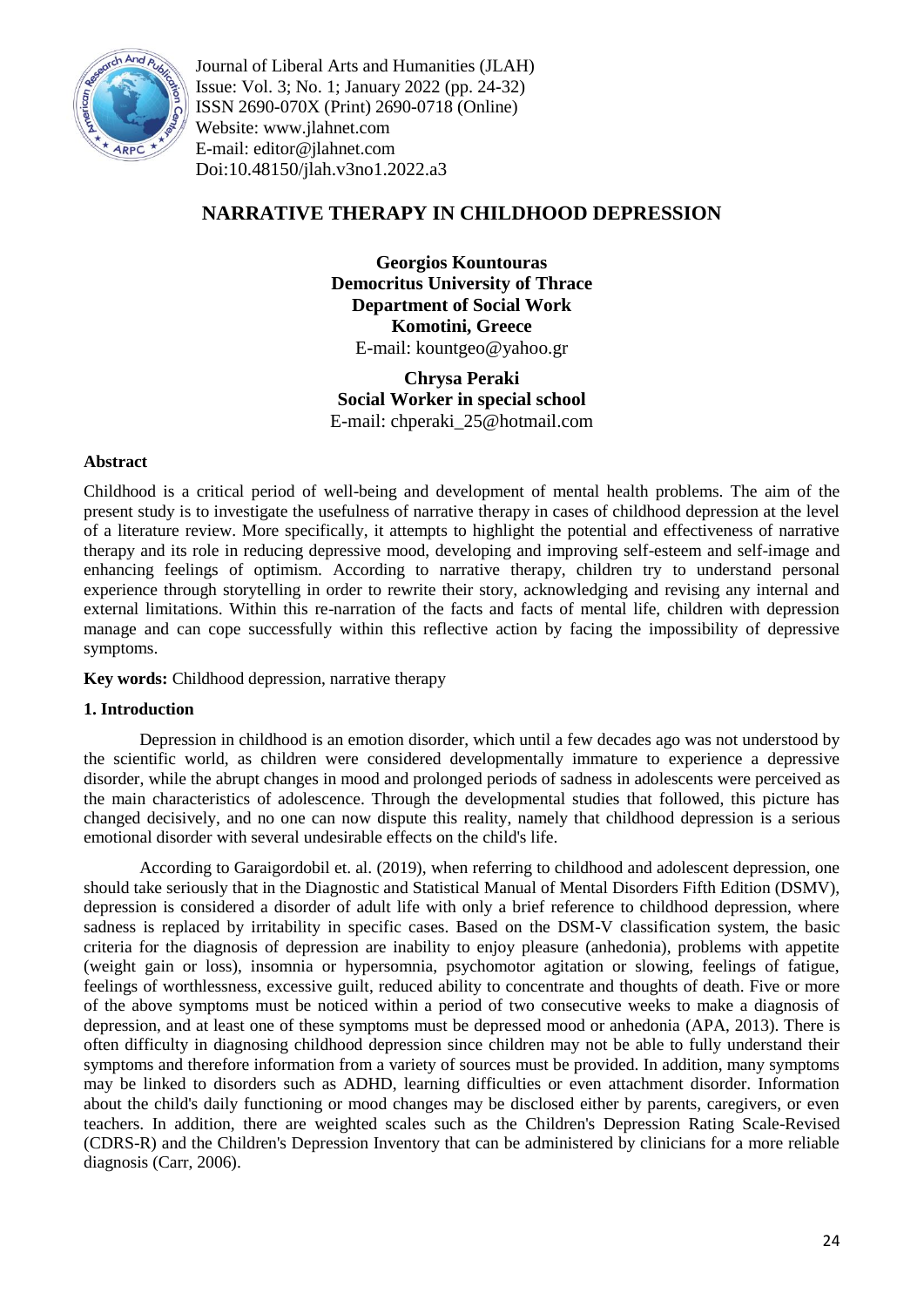Journal of Liberal Arts and Humanities (JLAH)
Issue: Vol. 3; No. 1; January 2022 (pp. 24-32)
ISSN 2690-070X (Print) 2690-0718 (Online)
Website: www.jlahnet.com
E-mail: editor@jlahnet.com
Doi:10.48150/jlah.v3no1.2022.a3

# NARRATIVE THERAPY IN CHILDHOOD DEPRESSION

**Georgios Kountouras**
**Democritus University of Thrace**
**Department of Social Work**
**Komotini, Greece**
E-mail: kountgeo@yahoo.gr

**Chrysa Peraki**
**Social Worker in special school**
E-mail: chperaki_25@hotmail.com

## Abstract

Childhood is a critical period of well-being and development of mental health problems. The aim of the present study is to investigate the usefulness of narrative therapy in cases of childhood depression at the level of a literature review. More specifically, it attempts to highlight the potential and effectiveness of narrative therapy and its role in reducing depressive mood, developing and improving self-esteem and self-image and enhancing feelings of optimism. According to narrative therapy, children try to understand personal experience through storytelling in order to rewrite their story, acknowledging and revising any internal and external limitations. Within this re-narration of the facts and facts of mental life, children with depression manage and can cope successfully within this reflective action by facing the impossibility of depressive symptoms.

**Key words:** Childhood depression, narrative therapy

## 1. Introduction

Depression in childhood is an emotion disorder, which until a few decades ago was not understood by the scientific world, as children were considered developmentally immature to experience a depressive disorder, while the abrupt changes in mood and prolonged periods of sadness in adolescents were perceived as the main characteristics of adolescence. Through the developmental studies that followed, this picture has changed decisively, and no one can now dispute this reality, namely that childhood depression is a serious emotional disorder with several undesirable effects on the child's life.

According to Garaigordobil et. al. (2019), when referring to childhood and adolescent depression, one should take seriously that in the Diagnostic and Statistical Manual of Mental Disorders Fifth Edition (DSMV), depression is considered a disorder of adult life with only a brief reference to childhood depression, where sadness is replaced by irritability in specific cases. Based on the DSM-V classification system, the basic criteria for the diagnosis of depression are inability to enjoy pleasure (anhedonia), problems with appetite (weight gain or loss), insomnia or hypersomnia, psychomotor agitation or slowing, feelings of fatigue, feelings of worthlessness, excessive guilt, reduced ability to concentrate and thoughts of death. Five or more of the above symptoms must be noticed within a period of two consecutive weeks to make a diagnosis of depression, and at least one of these symptoms must be depressed mood or anhedonia (APA, 2013). There is often difficulty in diagnosing childhood depression since children may not be able to fully understand their symptoms and therefore information from a variety of sources must be provided. In addition, many symptoms may be linked to disorders such as ADHD, learning difficulties or even attachment disorder. Information about the child's daily functioning or mood changes may be disclosed either by parents, caregivers, or even teachers. In addition, there are weighted scales such as the Children's Depression Rating Scale-Revised (CDRS-R) and the Children's Depression Inventory that can be administered by clinicians for a more reliable diagnosis (Carr, 2006).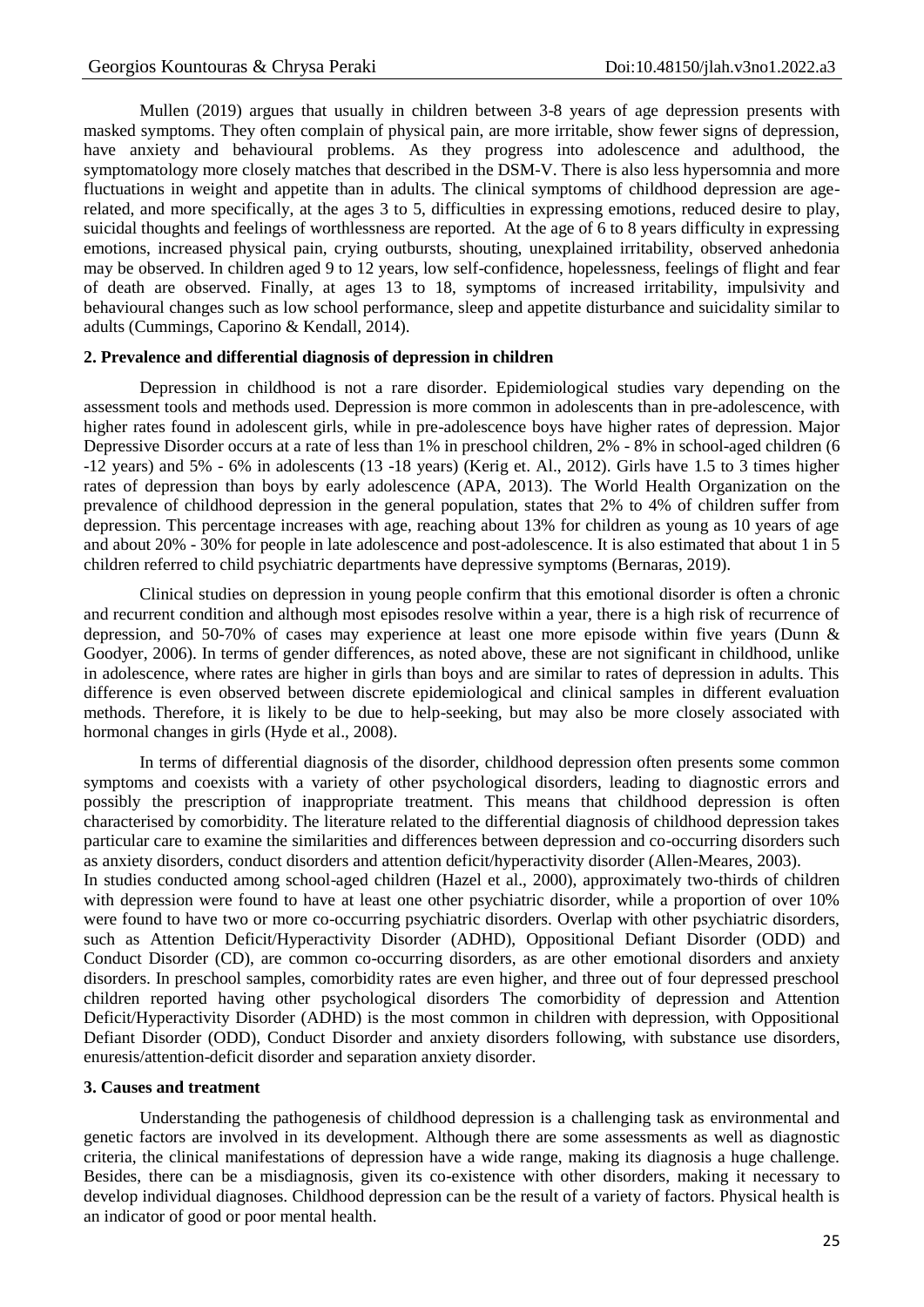Mullen (2019) argues that usually in children between 3-8 years of age depression presents with masked symptoms. They often complain of physical pain, are more irritable, show fewer signs of depression, have anxiety and behavioural problems. As they progress into adolescence and adulthood, the symptomatology more closely matches that described in the DSM-V. There is also less hypersomnia and more fluctuations in weight and appetite than in adults. The clinical symptoms of childhood depression are age-related, and more specifically, at the ages 3 to 5, difficulties in expressing emotions, reduced desire to play, suicidal thoughts and feelings of worthlessness are reported. At the age of 6 to 8 years difficulty in expressing emotions, increased physical pain, crying outbursts, shouting, unexplained irritability, observed anhedonia may be observed. In children aged 9 to 12 years, low self-confidence, hopelessness, feelings of flight and fear of death are observed. Finally, at ages 13 to 18, symptoms of increased irritability, impulsivity and behavioural changes such as low school performance, sleep and appetite disturbance and suicidality similar to adults (Cummings, Caporino & Kendall, 2014).

## 2. Prevalence and differential diagnosis of depression in children

Depression in childhood is not a rare disorder. Epidemiological studies vary depending on the assessment tools and methods used. Depression is more common in adolescents than in pre-adolescence, with higher rates found in adolescent girls, while in pre-adolescence boys have higher rates of depression. Major Depressive Disorder occurs at a rate of less than 1% in preschool children, 2% - 8% in school-aged children (6 -12 years) and 5% - 6% in adolescents (13 -18 years) (Kerig et. Al., 2012). Girls have 1.5 to 3 times higher rates of depression than boys by early adolescence (APA, 2013). The World Health Organization on the prevalence of childhood depression in the general population, states that 2% to 4% of children suffer from depression. This percentage increases with age, reaching about 13% for children as young as 10 years of age and about 20% - 30% for people in late adolescence and post-adolescence. It is also estimated that about 1 in 5 children referred to child psychiatric departments have depressive symptoms (Bernaras, 2019).

Clinical studies on depression in young people confirm that this emotional disorder is often a chronic and recurrent condition and although most episodes resolve within a year, there is a high risk of recurrence of depression, and 50-70% of cases may experience at least one more episode within five years (Dunn & Goodyer, 2006). In terms of gender differences, as noted above, these are not significant in childhood, unlike in adolescence, where rates are higher in girls than boys and are similar to rates of depression in adults. This difference is even observed between discrete epidemiological and clinical samples in different evaluation methods. Therefore, it is likely to be due to help-seeking, but may also be more closely associated with hormonal changes in girls (Hyde et al., 2008).

In terms of differential diagnosis of the disorder, childhood depression often presents some common symptoms and coexists with a variety of other psychological disorders, leading to diagnostic errors and possibly the prescription of inappropriate treatment. This means that childhood depression is often characterised by comorbidity. The literature related to the differential diagnosis of childhood depression takes particular care to examine the similarities and differences between depression and co-occurring disorders such as anxiety disorders, conduct disorders and attention deficit/hyperactivity disorder (Allen-Meares, 2003).

In studies conducted among school-aged children (Hazel et al., 2000), approximately two-thirds of children with depression were found to have at least one other psychiatric disorder, while a proportion of over 10% were found to have two or more co-occurring psychiatric disorders. Overlap with other psychiatric disorders, such as Attention Deficit/Hyperactivity Disorder (ADHD), Oppositional Defiant Disorder (ODD) and Conduct Disorder (CD), are common co-occurring disorders, as are other emotional disorders and anxiety disorders. In preschool samples, comorbidity rates are even higher, and three out of four depressed preschool children reported having other psychological disorders The comorbidity of depression and Attention Deficit/Hyperactivity Disorder (ADHD) is the most common in children with depression, with Oppositional Defiant Disorder (ODD), Conduct Disorder and anxiety disorders following, with substance use disorders, enuresis/attention-deficit disorder and separation anxiety disorder.

## 3. Causes and treatment

Understanding the pathogenesis of childhood depression is a challenging task as environmental and genetic factors are involved in its development. Although there are some assessments as well as diagnostic criteria, the clinical manifestations of depression have a wide range, making its diagnosis a huge challenge. Besides, there can be a misdiagnosis, given its co-existence with other disorders, making it necessary to develop individual diagnoses. Childhood depression can be the result of a variety of factors. Physical health is an indicator of good or poor mental health.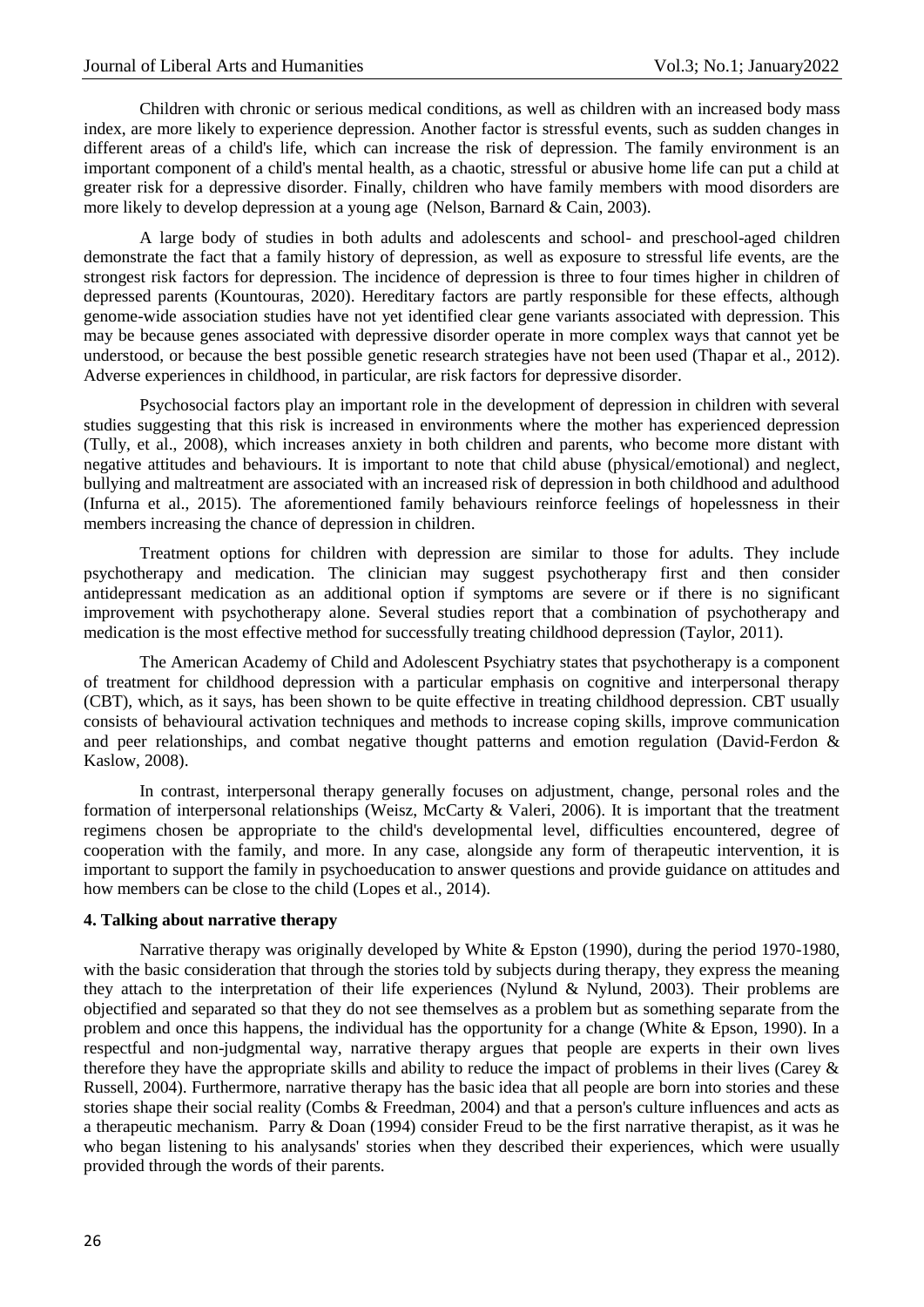Children with chronic or serious medical conditions, as well as children with an increased body mass index, are more likely to experience depression. Another factor is stressful events, such as sudden changes in different areas of a child's life, which can increase the risk of depression. The family environment is an important component of a child's mental health, as a chaotic, stressful or abusive home life can put a child at greater risk for a depressive disorder. Finally, children who have family members with mood disorders are more likely to develop depression at a young age (Nelson, Barnard & Cain, 2003).

A large body of studies in both adults and adolescents and school- and preschool-aged children demonstrate the fact that a family history of depression, as well as exposure to stressful life events, are the strongest risk factors for depression. The incidence of depression is three to four times higher in children of depressed parents (Kountouras, 2020). Hereditary factors are partly responsible for these effects, although genome-wide association studies have not yet identified clear gene variants associated with depression. This may be because genes associated with depressive disorder operate in more complex ways that cannot yet be understood, or because the best possible genetic research strategies have not been used (Thapar et al., 2012). Adverse experiences in childhood, in particular, are risk factors for depressive disorder.

Psychosocial factors play an important role in the development of depression in children with several studies suggesting that this risk is increased in environments where the mother has experienced depression (Tully, et al., 2008), which increases anxiety in both children and parents, who become more distant with negative attitudes and behaviours. It is important to note that child abuse (physical/emotional) and neglect, bullying and maltreatment are associated with an increased risk of depression in both childhood and adulthood (Infurna et al., 2015). The aforementioned family behaviours reinforce feelings of hopelessness in their members increasing the chance of depression in children.

Treatment options for children with depression are similar to those for adults. They include psychotherapy and medication. The clinician may suggest psychotherapy first and then consider antidepressant medication as an additional option if symptoms are severe or if there is no significant improvement with psychotherapy alone. Several studies report that a combination of psychotherapy and medication is the most effective method for successfully treating childhood depression (Taylor, 2011).

The American Academy of Child and Adolescent Psychiatry states that psychotherapy is a component of treatment for childhood depression with a particular emphasis on cognitive and interpersonal therapy (CBT), which, as it says, has been shown to be quite effective in treating childhood depression. CBT usually consists of behavioural activation techniques and methods to increase coping skills, improve communication and peer relationships, and combat negative thought patterns and emotion regulation (David-Ferdon & Kaslow, 2008).

In contrast, interpersonal therapy generally focuses on adjustment, change, personal roles and the formation of interpersonal relationships (Weisz, McCarty & Valeri, 2006). It is important that the treatment regimens chosen be appropriate to the child's developmental level, difficulties encountered, degree of cooperation with the family, and more. In any case, alongside any form of therapeutic intervention, it is important to support the family in psychoeducation to answer questions and provide guidance on attitudes and how members can be close to the child (Lopes et al., 2014).

## 4. Talking about narrative therapy

Narrative therapy was originally developed by White & Epston (1990), during the period 1970-1980, with the basic consideration that through the stories told by subjects during therapy, they express the meaning they attach to the interpretation of their life experiences (Nylund & Nylund, 2003). Their problems are objectified and separated so that they do not see themselves as a problem but as something separate from the problem and once this happens, the individual has the opportunity for a change (White & Epson, 1990). In a respectful and non-judgmental way, narrative therapy argues that people are experts in their own lives therefore they have the appropriate skills and ability to reduce the impact of problems in their lives (Carey & Russell, 2004). Furthermore, narrative therapy has the basic idea that all people are born into stories and these stories shape their social reality (Combs & Freedman, 2004) and that a person's culture influences and acts as a therapeutic mechanism. Parry & Doan (1994) consider Freud to be the first narrative therapist, as it was he who began listening to his analysands' stories when they described their experiences, which were usually provided through the words of their parents.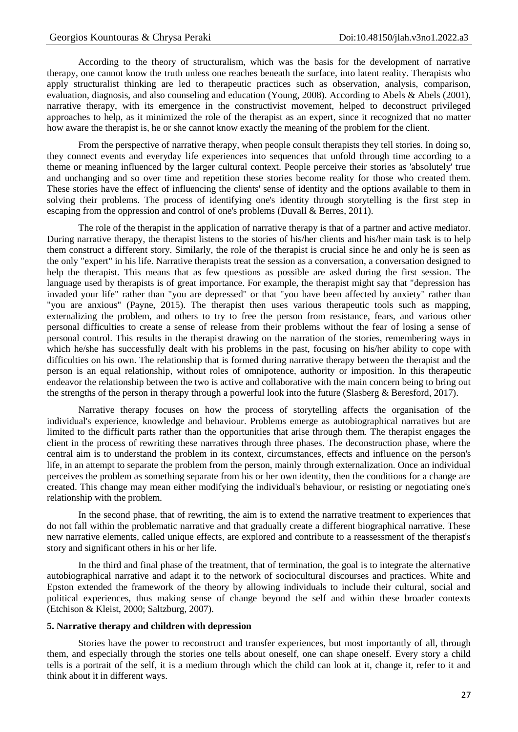According to the theory of structuralism, which was the basis for the development of narrative therapy, one cannot know the truth unless one reaches beneath the surface, into latent reality. Therapists who apply structuralist thinking are led to therapeutic practices such as observation, analysis, comparison, evaluation, diagnosis, and also counseling and education (Young, 2008). According to Abels & Abels (2001), narrative therapy, with its emergence in the constructivist movement, helped to deconstruct privileged approaches to help, as it minimized the role of the therapist as an expert, since it recognized that no matter how aware the therapist is, he or she cannot know exactly the meaning of the problem for the client.

From the perspective of narrative therapy, when people consult therapists they tell stories. In doing so, they connect events and everyday life experiences into sequences that unfold through time according to a theme or meaning influenced by the larger cultural context. People perceive their stories as 'absolutely' true and unchanging and so over time and repetition these stories become reality for those who created them. These stories have the effect of influencing the clients' sense of identity and the options available to them in solving their problems. The process of identifying one's identity through storytelling is the first step in escaping from the oppression and control of one's problems (Duvall & Berres, 2011).

The role of the therapist in the application of narrative therapy is that of a partner and active mediator. During narrative therapy, the therapist listens to the stories of his/her clients and his/her main task is to help them construct a different story. Similarly, the role of the therapist is crucial since he and only he is seen as the only "expert" in his life. Narrative therapists treat the session as a conversation, a conversation designed to help the therapist. This means that as few questions as possible are asked during the first session. The language used by therapists is of great importance. For example, the therapist might say that "depression has invaded your life" rather than "you are depressed" or that "you have been affected by anxiety" rather than "you are anxious" (Payne, 2015). The therapist then uses various therapeutic tools such as mapping, externalizing the problem, and others to try to free the person from resistance, fears, and various other personal difficulties to create a sense of release from their problems without the fear of losing a sense of personal control. This results in the therapist drawing on the narration of the stories, remembering ways in which he/she has successfully dealt with his problems in the past, focusing on his/her ability to cope with difficulties on his own. The relationship that is formed during narrative therapy between the therapist and the person is an equal relationship, without roles of omnipotence, authority or imposition. In this therapeutic endeavor the relationship between the two is active and collaborative with the main concern being to bring out the strengths of the person in therapy through a powerful look into the future (Slasberg & Beresford, 2017).

Narrative therapy focuses on how the process of storytelling affects the organisation of the individual's experience, knowledge and behaviour. Problems emerge as autobiographical narratives but are limited to the difficult parts rather than the opportunities that arise through them. The therapist engages the client in the process of rewriting these narratives through three phases. The deconstruction phase, where the central aim is to understand the problem in its context, circumstances, effects and influence on the person's life, in an attempt to separate the problem from the person, mainly through externalization. Once an individual perceives the problem as something separate from his or her own identity, then the conditions for a change are created. This change may mean either modifying the individual's behaviour, or resisting or negotiating one's relationship with the problem.

In the second phase, that of rewriting, the aim is to extend the narrative treatment to experiences that do not fall within the problematic narrative and that gradually create a different biographical narrative. These new narrative elements, called unique effects, are explored and contribute to a reassessment of the therapist's story and significant others in his or her life.

In the third and final phase of the treatment, that of termination, the goal is to integrate the alternative autobiographical narrative and adapt it to the network of sociocultural discourses and practices. White and Epston extended the framework of the theory by allowing individuals to include their cultural, social and political experiences, thus making sense of change beyond the self and within these broader contexts (Etchison & Kleist, 2000; Saltzburg, 2007).

## 5. Narrative therapy and children with depression

Stories have the power to reconstruct and transfer experiences, but most importantly of all, through them, and especially through the stories one tells about oneself, one can shape oneself. Every story a child tells is a portrait of the self, it is a medium through which the child can look at it, change it, refer to it and think about it in different ways.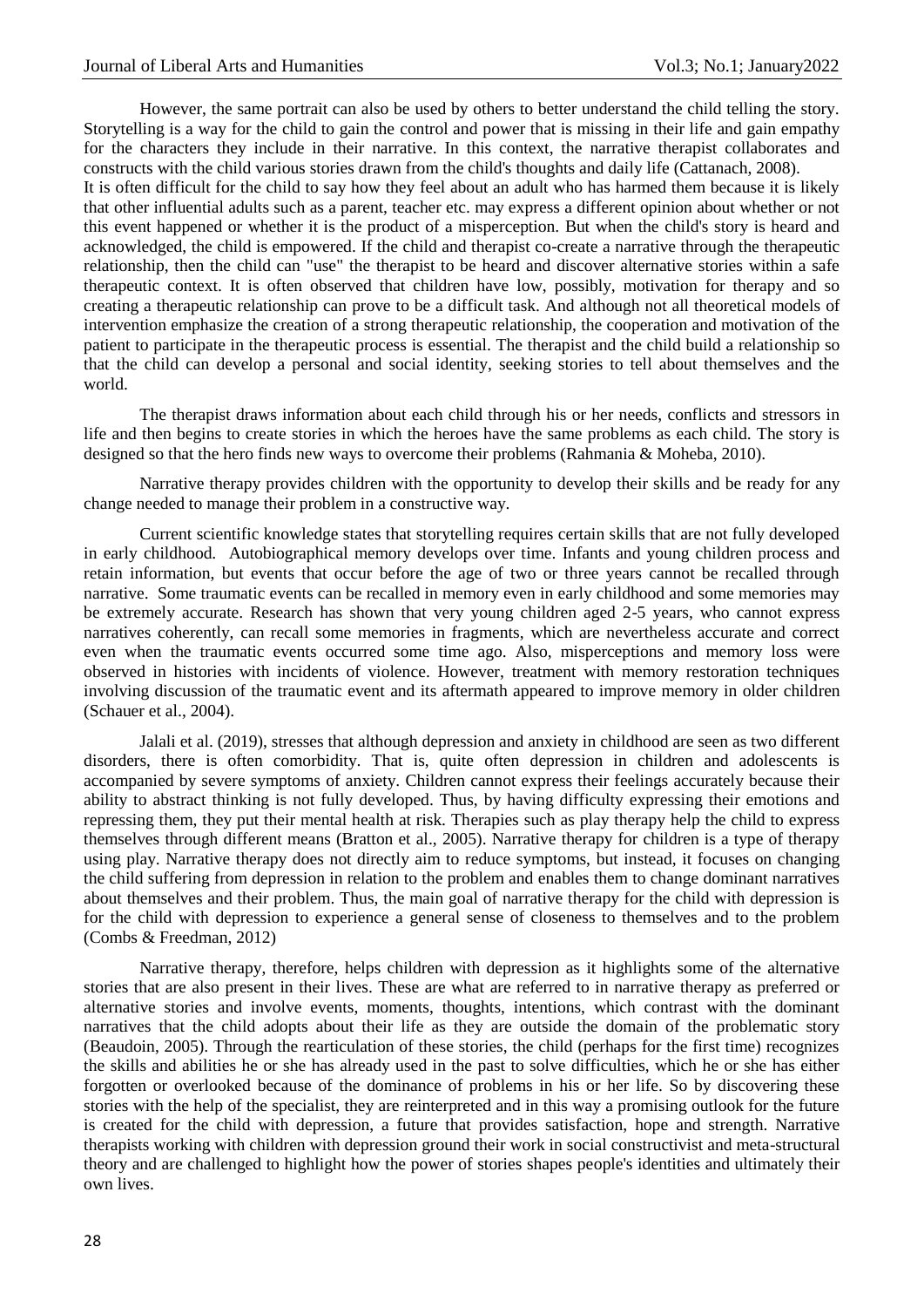However, the same portrait can also be used by others to better understand the child telling the story. Storytelling is a way for the child to gain the control and power that is missing in their life and gain empathy for the characters they include in their narrative. In this context, the narrative therapist collaborates and constructs with the child various stories drawn from the child's thoughts and daily life (Cattanach, 2008).

It is often difficult for the child to say how they feel about an adult who has harmed them because it is likely that other influential adults such as a parent, teacher etc. may express a different opinion about whether or not this event happened or whether it is the product of a misperception. But when the child's story is heard and acknowledged, the child is empowered. If the child and therapist co-create a narrative through the therapeutic relationship, then the child can "use" the therapist to be heard and discover alternative stories within a safe therapeutic context. It is often observed that children have low, possibly, motivation for therapy and so creating a therapeutic relationship can prove to be a difficult task. And although not all theoretical models of intervention emphasize the creation of a strong therapeutic relationship, the cooperation and motivation of the patient to participate in the therapeutic process is essential. The therapist and the child build a relationship so that the child can develop a personal and social identity, seeking stories to tell about themselves and the world.

The therapist draws information about each child through his or her needs, conflicts and stressors in life and then begins to create stories in which the heroes have the same problems as each child. The story is designed so that the hero finds new ways to overcome their problems (Rahmania & Moheba, 2010).

Narrative therapy provides children with the opportunity to develop their skills and be ready for any change needed to manage their problem in a constructive way.

Current scientific knowledge states that storytelling requires certain skills that are not fully developed in early childhood. Autobiographical memory develops over time. Infants and young children process and retain information, but events that occur before the age of two or three years cannot be recalled through narrative. Some traumatic events can be recalled in memory even in early childhood and some memories may be extremely accurate. Research has shown that very young children aged 2-5 years, who cannot express narratives coherently, can recall some memories in fragments, which are nevertheless accurate and correct even when the traumatic events occurred some time ago. Also, misperceptions and memory loss were observed in histories with incidents of violence. However, treatment with memory restoration techniques involving discussion of the traumatic event and its aftermath appeared to improve memory in older children (Schauer et al., 2004).

Jalali et al. (2019), stresses that although depression and anxiety in childhood are seen as two different disorders, there is often comorbidity. That is, quite often depression in children and adolescents is accompanied by severe symptoms of anxiety. Children cannot express their feelings accurately because their ability to abstract thinking is not fully developed. Thus, by having difficulty expressing their emotions and repressing them, they put their mental health at risk. Therapies such as play therapy help the child to express themselves through different means (Bratton et al., 2005). Narrative therapy for children is a type of therapy using play. Narrative therapy does not directly aim to reduce symptoms, but instead, it focuses on changing the child suffering from depression in relation to the problem and enables them to change dominant narratives about themselves and their problem. Thus, the main goal of narrative therapy for the child with depression is for the child with depression to experience a general sense of closeness to themselves and to the problem (Combs & Freedman, 2012)

Narrative therapy, therefore, helps children with depression as it highlights some of the alternative stories that are also present in their lives. These are what are referred to in narrative therapy as preferred or alternative stories and involve events, moments, thoughts, intentions, which contrast with the dominant narratives that the child adopts about their life as they are outside the domain of the problematic story (Beaudoin, 2005). Through the rearticulation of these stories, the child (perhaps for the first time) recognizes the skills and abilities he or she has already used in the past to solve difficulties, which he or she has either forgotten or overlooked because of the dominance of problems in his or her life. So by discovering these stories with the help of the specialist, they are reinterpreted and in this way a promising outlook for the future is created for the child with depression, a future that provides satisfaction, hope and strength. Narrative therapists working with children with depression ground their work in social constructivist and meta-structural theory and are challenged to highlight how the power of stories shapes people's identities and ultimately their own lives.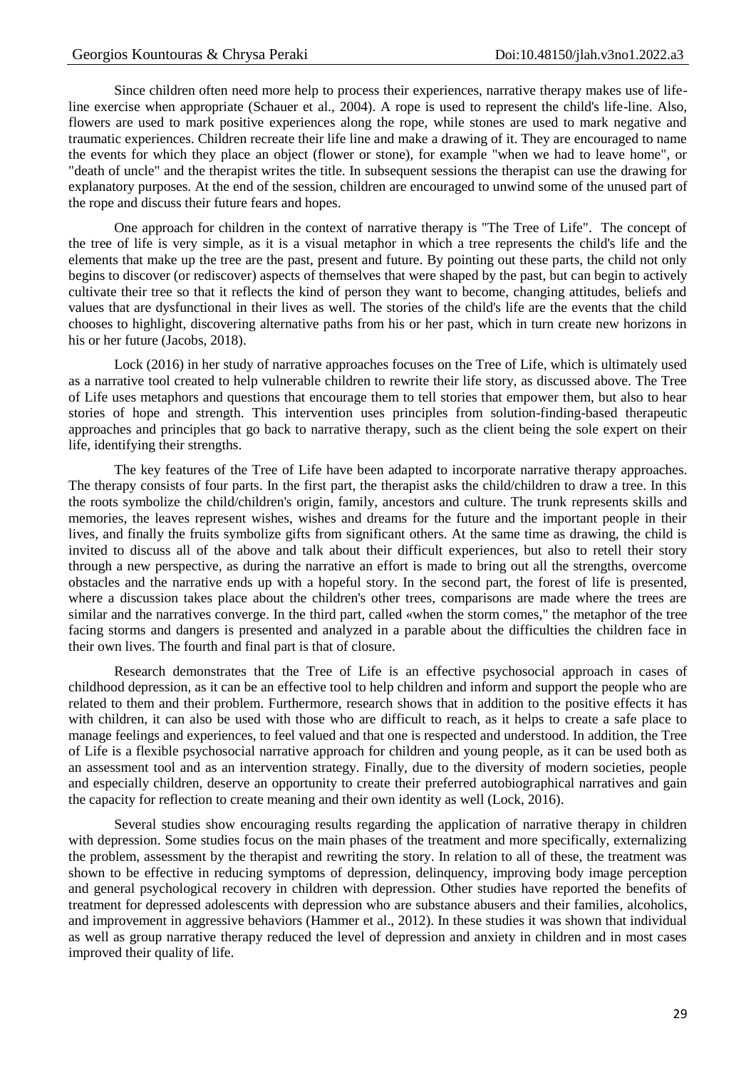Since children often need more help to process their experiences, narrative therapy makes use of life-line exercise when appropriate (Schauer et al., 2004). A rope is used to represent the child's life-line. Also, flowers are used to mark positive experiences along the rope, while stones are used to mark negative and traumatic experiences. Children recreate their life line and make a drawing of it. They are encouraged to name the events for which they place an object (flower or stone), for example "when we had to leave home", or "death of uncle" and the therapist writes the title. In subsequent sessions the therapist can use the drawing for explanatory purposes. At the end of the session, children are encouraged to unwind some of the unused part of the rope and discuss their future fears and hopes.

One approach for children in the context of narrative therapy is "The Tree of Life". The concept of the tree of life is very simple, as it is a visual metaphor in which a tree represents the child's life and the elements that make up the tree are the past, present and future. By pointing out these parts, the child not only begins to discover (or rediscover) aspects of themselves that were shaped by the past, but can begin to actively cultivate their tree so that it reflects the kind of person they want to become, changing attitudes, beliefs and values that are dysfunctional in their lives as well. The stories of the child's life are the events that the child chooses to highlight, discovering alternative paths from his or her past, which in turn create new horizons in his or her future (Jacobs, 2018).

Lock (2016) in her study of narrative approaches focuses on the Tree of Life, which is ultimately used as a narrative tool created to help vulnerable children to rewrite their life story, as discussed above. The Tree of Life uses metaphors and questions that encourage them to tell stories that empower them, but also to hear stories of hope and strength. This intervention uses principles from solution-finding-based therapeutic approaches and principles that go back to narrative therapy, such as the client being the sole expert on their life, identifying their strengths.

The key features of the Tree of Life have been adapted to incorporate narrative therapy approaches. The therapy consists of four parts. In the first part, the therapist asks the child/children to draw a tree. In this the roots symbolize the child/children's origin, family, ancestors and culture. The trunk represents skills and memories, the leaves represent wishes, wishes and dreams for the future and the important people in their lives, and finally the fruits symbolize gifts from significant others. At the same time as drawing, the child is invited to discuss all of the above and talk about their difficult experiences, but also to retell their story through a new perspective, as during the narrative an effort is made to bring out all the strengths, overcome obstacles and the narrative ends up with a hopeful story. In the second part, the forest of life is presented, where a discussion takes place about the children's other trees, comparisons are made where the trees are similar and the narratives converge. In the third part, called «when the storm comes," the metaphor of the tree facing storms and dangers is presented and analyzed in a parable about the difficulties the children face in their own lives. The fourth and final part is that of closure.

Research demonstrates that the Tree of Life is an effective psychosocial approach in cases of childhood depression, as it can be an effective tool to help children and inform and support the people who are related to them and their problem. Furthermore, research shows that in addition to the positive effects it has with children, it can also be used with those who are difficult to reach, as it helps to create a safe place to manage feelings and experiences, to feel valued and that one is respected and understood. In addition, the Tree of Life is a flexible psychosocial narrative approach for children and young people, as it can be used both as an assessment tool and as an intervention strategy. Finally, due to the diversity of modern societies, people and especially children, deserve an opportunity to create their preferred autobiographical narratives and gain the capacity for reflection to create meaning and their own identity as well (Lock, 2016).

Several studies show encouraging results regarding the application of narrative therapy in children with depression. Some studies focus on the main phases of the treatment and more specifically, externalizing the problem, assessment by the therapist and rewriting the story. In relation to all of these, the treatment was shown to be effective in reducing symptoms of depression, delinquency, improving body image perception and general psychological recovery in children with depression. Other studies have reported the benefits of treatment for depressed adolescents with depression who are substance abusers and their families, alcoholics, and improvement in aggressive behaviors (Hammer et al., 2012). In these studies it was shown that individual as well as group narrative therapy reduced the level of depression and anxiety in children and in most cases improved their quality of life.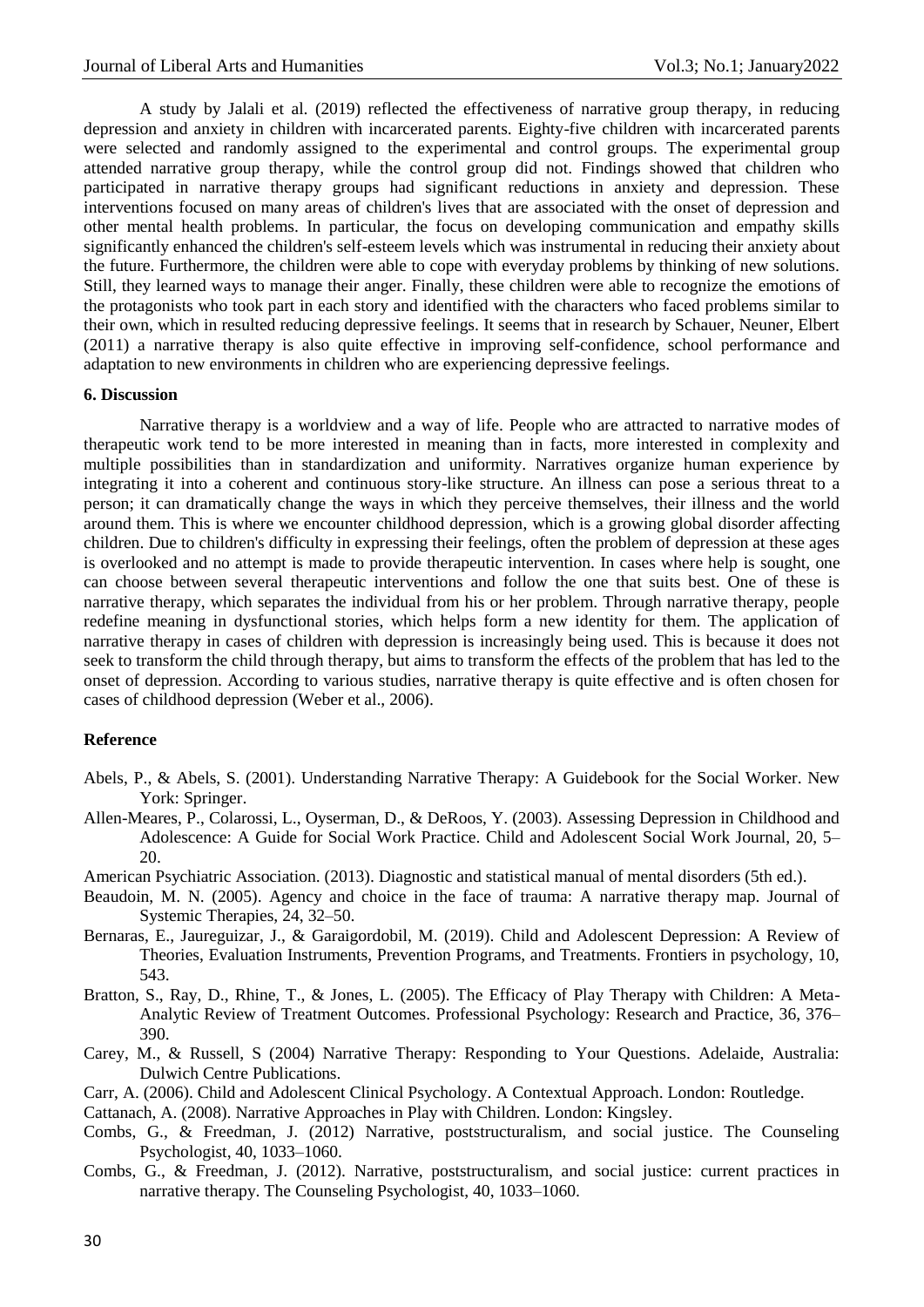A study by Jalali et al. (2019) reflected the effectiveness of narrative group therapy, in reducing depression and anxiety in children with incarcerated parents. Eighty-five children with incarcerated parents were selected and randomly assigned to the experimental and control groups. The experimental group attended narrative group therapy, while the control group did not. Findings showed that children who participated in narrative therapy groups had significant reductions in anxiety and depression. These interventions focused on many areas of children's lives that are associated with the onset of depression and other mental health problems. In particular, the focus on developing communication and empathy skills significantly enhanced the children's self-esteem levels which was instrumental in reducing their anxiety about the future. Furthermore, the children were able to cope with everyday problems by thinking of new solutions. Still, they learned ways to manage their anger. Finally, these children were able to recognize the emotions of the protagonists who took part in each story and identified with the characters who faced problems similar to their own, which in resulted reducing depressive feelings. It seems that in research by Schauer, Neuner, Elbert (2011) a narrative therapy is also quite effective in improving self-confidence, school performance and adaptation to new environments in children who are experiencing depressive feelings.

## 6. Discussion

Narrative therapy is a worldview and a way of life. People who are attracted to narrative modes of therapeutic work tend to be more interested in meaning than in facts, more interested in complexity and multiple possibilities than in standardization and uniformity. Narratives organize human experience by integrating it into a coherent and continuous story-like structure. An illness can pose a serious threat to a person; it can dramatically change the ways in which they perceive themselves, their illness and the world around them. This is where we encounter childhood depression, which is a growing global disorder affecting children. Due to children's difficulty in expressing their feelings, often the problem of depression at these ages is overlooked and no attempt is made to provide therapeutic intervention. In cases where help is sought, one can choose between several therapeutic interventions and follow the one that suits best. One of these is narrative therapy, which separates the individual from his or her problem. Through narrative therapy, people redefine meaning in dysfunctional stories, which helps form a new identity for them. The application of narrative therapy in cases of children with depression is increasingly being used. This is because it does not seek to transform the child through therapy, but aims to transform the effects of the problem that has led to the onset of depression. According to various studies, narrative therapy is quite effective and is often chosen for cases of childhood depression (Weber et al., 2006).

## Reference

Abels, P., & Abels, S. (2001). Understanding Narrative Therapy: A Guidebook for the Social Worker. New York: Springer.

Allen-Meares, P., Colarossi, L., Oyserman, D., & DeRoos, Y. (2003). Assessing Depression in Childhood and Adolescence: A Guide for Social Work Practice. Child and Adolescent Social Work Journal, 20, 5–20.

American Psychiatric Association. (2013). Diagnostic and statistical manual of mental disorders (5th ed.).

Beaudoin, M. N. (2005). Agency and choice in the face of trauma: A narrative therapy map. Journal of Systemic Therapies, 24, 32–50.

Bernaras, E., Jaureguizar, J., & Garaigordobil, M. (2019). Child and Adolescent Depression: A Review of Theories, Evaluation Instruments, Prevention Programs, and Treatments. Frontiers in psychology, 10, 543.

Bratton, S., Ray, D., Rhine, T., & Jones, L. (2005). The Efficacy of Play Therapy with Children: A Meta-Analytic Review of Treatment Outcomes. Professional Psychology: Research and Practice, 36, 376–390.

Carey, M., & Russell, S (2004) Narrative Therapy: Responding to Your Questions. Adelaide, Australia: Dulwich Centre Publications.

Carr, A. (2006). Child and Adolescent Clinical Psychology. A Contextual Approach. London: Routledge.

Cattanach, A. (2008). Narrative Approaches in Play with Children. London: Kingsley.

Combs, G., & Freedman, J. (2012) Narrative, poststructuralism, and social justice. The Counseling Psychologist, 40, 1033–1060.

Combs, G., & Freedman, J. (2012). Narrative, poststructuralism, and social justice: current practices in narrative therapy. The Counseling Psychologist, 40, 1033–1060.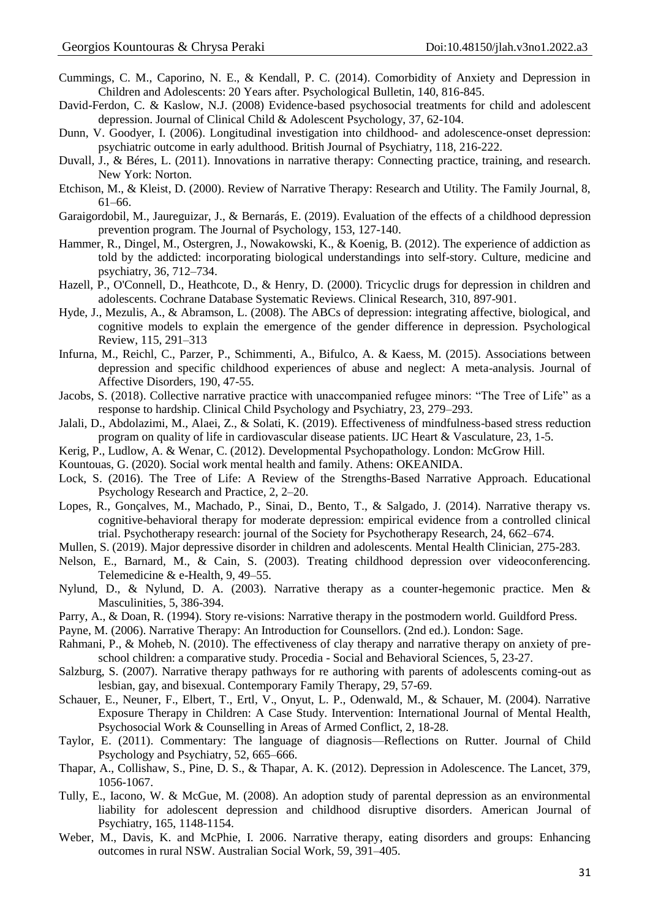Cummings, C. M., Caporino, N. E., & Kendall, P. C. (2014). Comorbidity of Anxiety and Depression in Children and Adolescents: 20 Years after. Psychological Bulletin, 140, 816-845.

David-Ferdon, C. & Kaslow, N.J. (2008) Evidence-based psychosocial treatments for child and adolescent depression. Journal of Clinical Child & Adolescent Psychology, 37, 62-104.

Dunn, V. Goodyer, I. (2006). Longitudinal investigation into childhood- and adolescence-onset depression: psychiatric outcome in early adulthood. British Journal of Psychiatry, 118, 216-222.

Duvall, J., & Béres, L. (2011). Innovations in narrative therapy: Connecting practice, training, and research. New York: Norton.

Etchison, M., & Kleist, D. (2000). Review of Narrative Therapy: Research and Utility. The Family Journal, 8, 61–66.

Garaigordobil, M., Jaureguizar, J., & Bernarás, E. (2019). Evaluation of the effects of a childhood depression prevention program. The Journal of Psychology, 153, 127-140.

Hammer, R., Dingel, M., Ostergren, J., Nowakowski, K., & Koenig, B. (2012). The experience of addiction as told by the addicted: incorporating biological understandings into self-story. Culture, medicine and psychiatry, 36, 712–734.

Hazell, P., O'Connell, D., Heathcote, D., & Henry, D. (2000). Tricyclic drugs for depression in children and adolescents. Cochrane Database Systematic Reviews. Clinical Research, 310, 897-901.

Hyde, J., Mezulis, A., & Abramson, L. (2008). The ABCs of depression: integrating affective, biological, and cognitive models to explain the emergence of the gender difference in depression. Psychological Review, 115, 291–313

Infurna, M., Reichl, C., Parzer, P., Schimmenti, A., Bifulco, A. & Kaess, M. (2015). Associations between depression and specific childhood experiences of abuse and neglect: A meta-analysis. Journal of Affective Disorders, 190, 47-55.

Jacobs, S. (2018). Collective narrative practice with unaccompanied refugee minors: "The Tree of Life" as a response to hardship. Clinical Child Psychology and Psychiatry, 23, 279–293.

Jalali, D., Abdolazimi, M., Alaei, Z., & Solati, K. (2019). Effectiveness of mindfulness-based stress reduction program on quality of life in cardiovascular disease patients. IJC Heart & Vasculature, 23, 1-5.

Kerig, P., Ludlow, A. & Wenar, C. (2012). Developmental Psychopathology. London: McGrow Hill.

Kountouas, G. (2020). Social work mental health and family. Athens: OKEANIDA.

Lock, S. (2016). The Tree of Life: A Review of the Strengths-Based Narrative Approach. Educational Psychology Research and Practice, 2, 2–20.

Lopes, R., Gonçalves, M., Machado, P., Sinai, D., Bento, T., & Salgado, J. (2014). Narrative therapy vs. cognitive-behavioral therapy for moderate depression: empirical evidence from a controlled clinical trial. Psychotherapy research: journal of the Society for Psychotherapy Research, 24, 662–674.

Mullen, S. (2019). Major depressive disorder in children and adolescents. Mental Health Clinician, 275-283.

Nelson, E., Barnard, M., & Cain, S. (2003). Treating childhood depression over videoconferencing. Telemedicine & e-Health, 9, 49–55.

Nylund, D., & Nylund, D. A. (2003). Narrative therapy as a counter-hegemonic practice. Men & Masculinities, 5, 386-394.

Parry, A., & Doan, R. (1994). Story re-visions: Narrative therapy in the postmodern world. Guildford Press.

Payne, M. (2006). Narrative Therapy: An Introduction for Counsellors. (2nd ed.). London: Sage.

Rahmani, P., & Moheb, N. (2010). The effectiveness of clay therapy and narrative therapy on anxiety of pre-school children: a comparative study. Procedia - Social and Behavioral Sciences, 5, 23-27.

Salzburg, S. (2007). Narrative therapy pathways for re authoring with parents of adolescents coming-out as lesbian, gay, and bisexual. Contemporary Family Therapy, 29, 57-69.

Schauer, E., Neuner, F., Elbert, T., Ertl, V., Onyut, L. P., Odenwald, M., & Schauer, M. (2004). Narrative Exposure Therapy in Children: A Case Study. Intervention: International Journal of Mental Health, Psychosocial Work & Counselling in Areas of Armed Conflict, 2, 18-28.

Taylor, E. (2011). Commentary: The language of diagnosis—Reflections on Rutter. Journal of Child Psychology and Psychiatry, 52, 665–666.

Thapar, A., Collishaw, S., Pine, D. S., & Thapar, A. K. (2012). Depression in Adolescence. The Lancet, 379, 1056-1067.

Tully, E., Iacono, W. & McGue, M. (2008). An adoption study of parental depression as an environmental liability for adolescent depression and childhood disruptive disorders. American Journal of Psychiatry, 165, 1148-1154.

Weber, M., Davis, K. and McPhie, I. 2006. Narrative therapy, eating disorders and groups: Enhancing outcomes in rural NSW. Australian Social Work, 59, 391–405.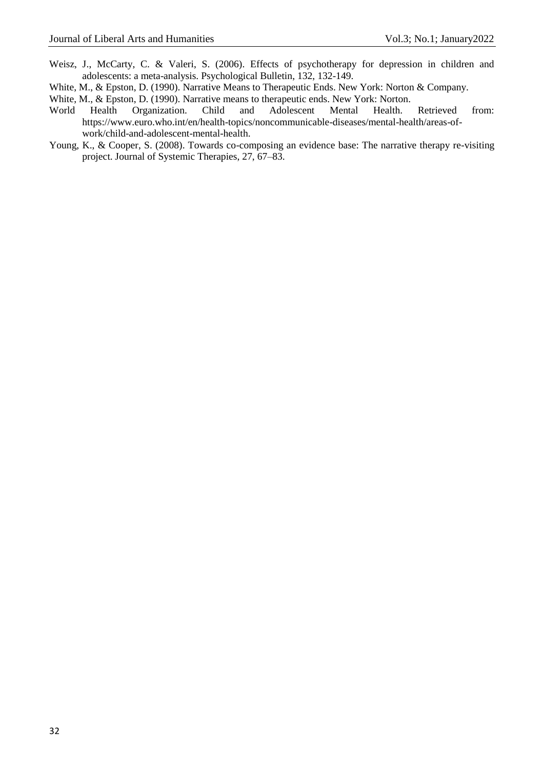Weisz, J., McCarty, C. & Valeri, S. (2006). Effects of psychotherapy for depression in children and adolescents: a meta-analysis. Psychological Bulletin, 132, 132-149.

White, M., & Epston, D. (1990). Narrative Means to Therapeutic Ends. New York: Norton & Company.

White, M., & Epston, D. (1990). Narrative means to therapeutic ends. New York: Norton.

World Health Organization. Child and Adolescent Mental Health. Retrieved from: https://www.euro.who.int/en/health-topics/noncommunicable-diseases/mental-health/areas-of-work/child-and-adolescent-mental-health.

Young, K., & Cooper, S. (2008). Towards co-composing an evidence base: The narrative therapy re-visiting project. Journal of Systemic Therapies, 27, 67–83.